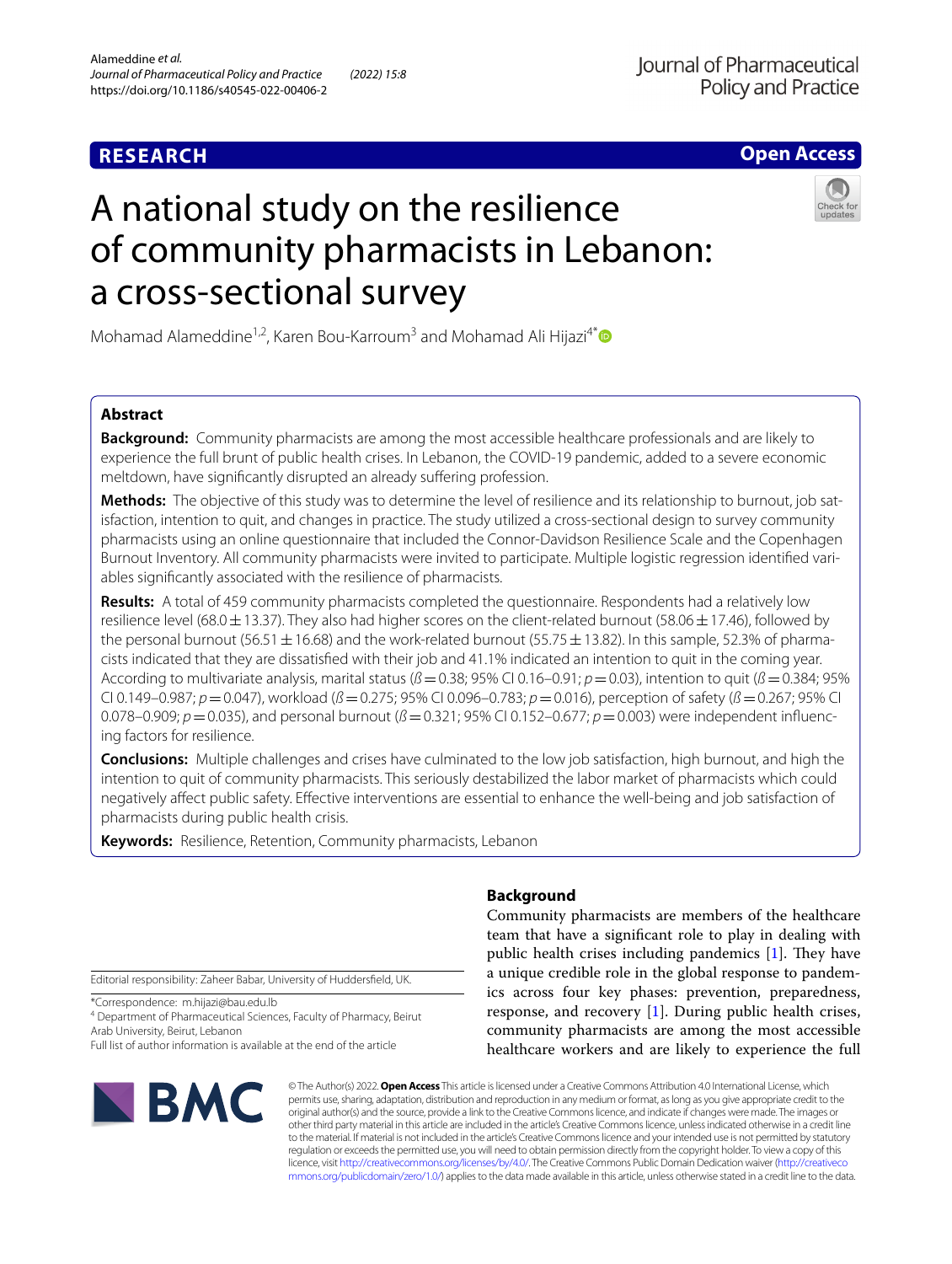RESEARCH

Open Access

# A national study on the resilience of community pharmacists in Lebanon: a cross-sectional survey

Mohamad Alameddine[1,2], Karen Bou-Karroum[3] and Mohamad Ali Hijazi[4*]

## Abstract

**Background:** Community pharmacists are among the most accessible healthcare professionals and are likely to experience the full brunt of public health crises. In Lebanon, the COVID-19 pandemic, added to a severe economic meltdown, have significantly disrupted an already suffering profession.

**Methods:** The objective of this study was to determine the level of resilience and its relationship to burnout, job satisfaction, intention to quit, and changes in practice. The study utilized a cross-sectional design to survey community pharmacists using an online questionnaire that included the Connor-Davidson Resilience Scale and the Copenhagen Burnout Inventory. All community pharmacists were invited to participate. Multiple logistic regression identified variables significantly associated with the resilience of pharmacists.

**Results:** A total of 459 community pharmacists completed the questionnaire. Respondents had a relatively low resilience level ($68.0 \pm 13.37$). They also had higher scores on the client-related burnout ($58.06 \pm 17.46$), followed by the personal burnout ($56.51 \pm 16.68$) and the work-related burnout ($55.75 \pm 13.82$). In this sample, 52.3% of pharmacists indicated that they are dissatisfied with their job and 41.1% indicated an intention to quit in the coming year. According to multivariate analysis, marital status ($ß = 0.38$; 95% CI 0.16–0.91; $p = 0.03$), intention to quit ($ß = 0.384$; 95% CI 0.149–0.987; $p = 0.047$), workload ($ß = 0.275$; 95% CI 0.096–0.783; $p = 0.016$), perception of safety ($ß = 0.267$; 95% CI 0.078–0.909; $p = 0.035$), and personal burnout ($ß = 0.321$; 95% CI 0.152–0.677; $p = 0.003$) were independent influencing factors for resilience.

**Conclusions:** Multiple challenges and crises have culminated to the low job satisfaction, high burnout, and high the intention to quit of community pharmacists. This seriously destabilized the labor market of pharmacists which could negatively affect public safety. Effective interventions are essential to enhance the well-being and job satisfaction of pharmacists during public health crisis.

**Keywords:** Resilience, Retention, Community pharmacists, Lebanon

## Background

Community pharmacists are members of the healthcare team that have a significant role to play in dealing with public health crises including pandemics [1]. They have a unique credible role in the global response to pandemics across four key phases: prevention, preparedness, response, and recovery [1]. During public health crises, community pharmacists are among the most accessible healthcare workers and are likely to experience the full

Editorial responsibility: Zaheer Babar, University of Huddersfield, UK.

*Correspondence: m.hijazi@bau.edu.lb

[4] Department of Pharmaceutical Sciences, Faculty of Pharmacy, Beirut Arab University, Beirut, Lebanon

Full list of author information is available at the end of the article

© The Author(s) 2022. **Open Access** This article is licensed under a Creative Commons Attribution 4.0 International License, which permits use, sharing, adaptation, distribution and reproduction in any medium or format, as long as you give appropriate credit to the original author(s) and the source, provide a link to the Creative Commons licence, and indicate if changes were made. The images or other third party material in this article are included in the article's Creative Commons licence, unless indicated otherwise in a credit line to the material. If material is not included in the article's Creative Commons licence and your intended use is not permitted by statutory regulation or exceeds the permitted use, you will need to obtain permission directly from the copyright holder. To view a copy of this licence, visit http://creativecommons.org/licenses/by/4.0/. The Creative Commons Public Domain Dedication waiver (http://creativecommons.org/publicdomain/zero/1.0/) applies to the data made available in this article, unless otherwise stated in a credit line to the data.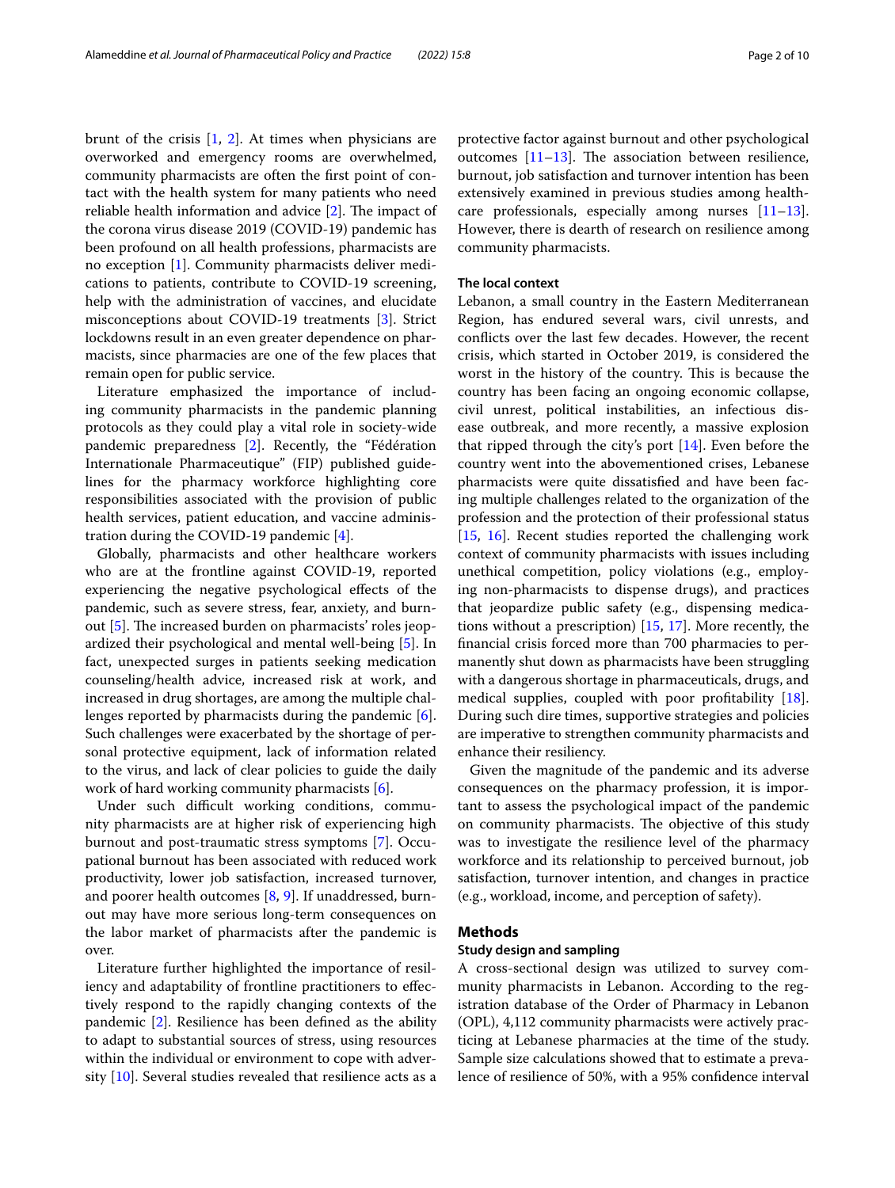brunt of the crisis [1, 2]. At times when physicians are overworked and emergency rooms are overwhelmed, community pharmacists are often the first point of contact with the health system for many patients who need reliable health information and advice [2]. The impact of the corona virus disease 2019 (COVID-19) pandemic has been profound on all health professions, pharmacists are no exception [1]. Community pharmacists deliver medications to patients, contribute to COVID-19 screening, help with the administration of vaccines, and elucidate misconceptions about COVID-19 treatments [3]. Strict lockdowns result in an even greater dependence on pharmacists, since pharmacies are one of the few places that remain open for public service.

Literature emphasized the importance of including community pharmacists in the pandemic planning protocols as they could play a vital role in society-wide pandemic preparedness [2]. Recently, the "Fédération Internationale Pharmaceutique" (FIP) published guidelines for the pharmacy workforce highlighting core responsibilities associated with the provision of public health services, patient education, and vaccine administration during the COVID-19 pandemic [4].

Globally, pharmacists and other healthcare workers who are at the frontline against COVID-19, reported experiencing the negative psychological effects of the pandemic, such as severe stress, fear, anxiety, and burnout [5]. The increased burden on pharmacists' roles jeopardized their psychological and mental well-being [5]. In fact, unexpected surges in patients seeking medication counseling/health advice, increased risk at work, and increased in drug shortages, are among the multiple challenges reported by pharmacists during the pandemic [6]. Such challenges were exacerbated by the shortage of personal protective equipment, lack of information related to the virus, and lack of clear policies to guide the daily work of hard working community pharmacists [6].

Under such difficult working conditions, community pharmacists are at higher risk of experiencing high burnout and post-traumatic stress symptoms [7]. Occupational burnout has been associated with reduced work productivity, lower job satisfaction, increased turnover, and poorer health outcomes [8, 9]. If unaddressed, burnout may have more serious long-term consequences on the labor market of pharmacists after the pandemic is over.

Literature further highlighted the importance of resiliency and adaptability of frontline practitioners to effectively respond to the rapidly changing contexts of the pandemic [2]. Resilience has been defined as the ability to adapt to substantial sources of stress, using resources within the individual or environment to cope with adversity [10]. Several studies revealed that resilience acts as a protective factor against burnout and other psychological outcomes [11–13]. The association between resilience, burnout, job satisfaction and turnover intention has been extensively examined in previous studies among healthcare professionals, especially among nurses [11–13]. However, there is dearth of research on resilience among community pharmacists.

### The local context

Lebanon, a small country in the Eastern Mediterranean Region, has endured several wars, civil unrests, and conflicts over the last few decades. However, the recent crisis, which started in October 2019, is considered the worst in the history of the country. This is because the country has been facing an ongoing economic collapse, civil unrest, political instabilities, an infectious disease outbreak, and more recently, a massive explosion that ripped through the city's port [14]. Even before the country went into the abovementioned crises, Lebanese pharmacists were quite dissatisfied and have been facing multiple challenges related to the organization of the profession and the protection of their professional status [15, 16]. Recent studies reported the challenging work context of community pharmacists with issues including unethical competition, policy violations (e.g., employing non-pharmacists to dispense drugs), and practices that jeopardize public safety (e.g., dispensing medications without a prescription) [15, 17]. More recently, the financial crisis forced more than 700 pharmacies to permanently shut down as pharmacists have been struggling with a dangerous shortage in pharmaceuticals, drugs, and medical supplies, coupled with poor profitability [18]. During such dire times, supportive strategies and policies are imperative to strengthen community pharmacists and enhance their resiliency.

Given the magnitude of the pandemic and its adverse consequences on the pharmacy profession, it is important to assess the psychological impact of the pandemic on community pharmacists. The objective of this study was to investigate the resilience level of the pharmacy workforce and its relationship to perceived burnout, job satisfaction, turnover intention, and changes in practice (e.g., workload, income, and perception of safety).

## Methods

### Study design and sampling

A cross-sectional design was utilized to survey community pharmacists in Lebanon. According to the registration database of the Order of Pharmacy in Lebanon (OPL), 4,112 community pharmacists were actively practicing at Lebanese pharmacies at the time of the study. Sample size calculations showed that to estimate a prevalence of resilience of 50%, with a 95% confidence interval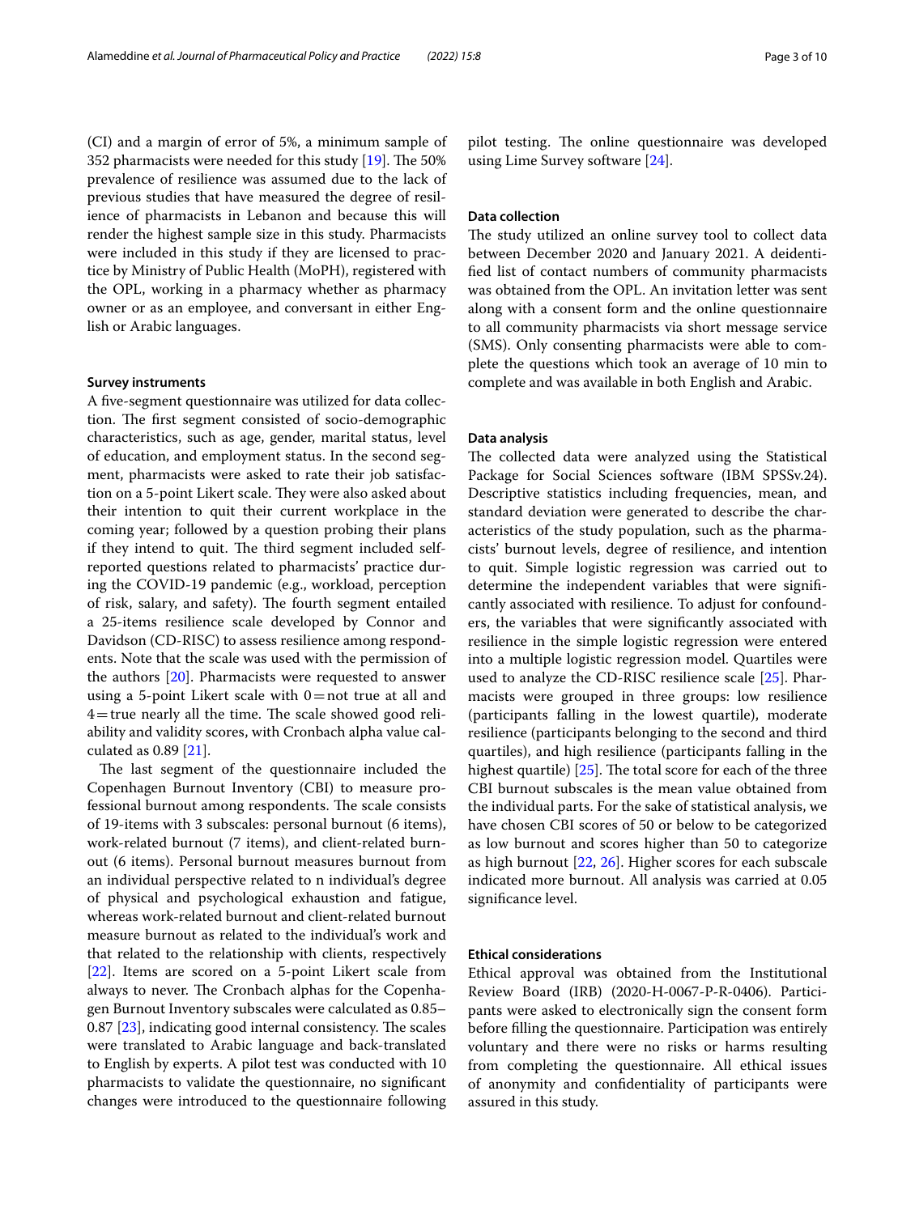(CI) and a margin of error of 5%, a minimum sample of 352 pharmacists were needed for this study [19]. The 50% prevalence of resilience was assumed due to the lack of previous studies that have measured the degree of resilience of pharmacists in Lebanon and because this will render the highest sample size in this study. Pharmacists were included in this study if they are licensed to practice by Ministry of Public Health (MoPH), registered with the OPL, working in a pharmacy whether as pharmacy owner or as an employee, and conversant in either English or Arabic languages.

#### Survey instruments

A five-segment questionnaire was utilized for data collection. The first segment consisted of socio-demographic characteristics, such as age, gender, marital status, level of education, and employment status. In the second segment, pharmacists were asked to rate their job satisfaction on a 5-point Likert scale. They were also asked about their intention to quit their current workplace in the coming year; followed by a question probing their plans if they intend to quit. The third segment included self-reported questions related to pharmacists' practice during the COVID-19 pandemic (e.g., workload, perception of risk, salary, and safety). The fourth segment entailed a 25-items resilience scale developed by Connor and Davidson (CD-RISC) to assess resilience among respondents. Note that the scale was used with the permission of the authors [20]. Pharmacists were requested to answer using a 5-point Likert scale with 0 = not true at all and 4 = true nearly all the time. The scale showed good reliability and validity scores, with Cronbach alpha value calculated as 0.89 [21].

The last segment of the questionnaire included the Copenhagen Burnout Inventory (CBI) to measure professional burnout among respondents. The scale consists of 19-items with 3 subscales: personal burnout (6 items), work-related burnout (7 items), and client-related burnout (6 items). Personal burnout measures burnout from an individual perspective related to n individual's degree of physical and psychological exhaustion and fatigue, whereas work-related burnout and client-related burnout measure burnout as related to the individual's work and that related to the relationship with clients, respectively [22]. Items are scored on a 5-point Likert scale from always to never. The Cronbach alphas for the Copenhagen Burnout Inventory subscales were calculated as 0.85–0.87 [23], indicating good internal consistency. The scales were translated to Arabic language and back-translated to English by experts. A pilot test was conducted with 10 pharmacists to validate the questionnaire, no significant changes were introduced to the questionnaire following pilot testing. The online questionnaire was developed using Lime Survey software [24].

#### Data collection

The study utilized an online survey tool to collect data between December 2020 and January 2021. A deidentified list of contact numbers of community pharmacists was obtained from the OPL. An invitation letter was sent along with a consent form and the online questionnaire to all community pharmacists via short message service (SMS). Only consenting pharmacists were able to complete the questions which took an average of 10 min to complete and was available in both English and Arabic.

#### Data analysis

The collected data were analyzed using the Statistical Package for Social Sciences software (IBM SPSSv.24). Descriptive statistics including frequencies, mean, and standard deviation were generated to describe the characteristics of the study population, such as the pharmacists' burnout levels, degree of resilience, and intention to quit. Simple logistic regression was carried out to determine the independent variables that were significantly associated with resilience. To adjust for confounders, the variables that were significantly associated with resilience in the simple logistic regression were entered into a multiple logistic regression model. Quartiles were used to analyze the CD-RISC resilience scale [25]. Pharmacists were grouped in three groups: low resilience (participants falling in the lowest quartile), moderate resilience (participants belonging to the second and third quartiles), and high resilience (participants falling in the highest quartile) [25]. The total score for each of the three CBI burnout subscales is the mean value obtained from the individual parts. For the sake of statistical analysis, we have chosen CBI scores of 50 or below to be categorized as low burnout and scores higher than 50 to categorize as high burnout [22, 26]. Higher scores for each subscale indicated more burnout. All analysis was carried at 0.05 significance level.

#### Ethical considerations

Ethical approval was obtained from the Institutional Review Board (IRB) (2020-H-0067-P-R-0406). Participants were asked to electronically sign the consent form before filling the questionnaire. Participation was entirely voluntary and there were no risks or harms resulting from completing the questionnaire. All ethical issues of anonymity and confidentiality of participants were assured in this study.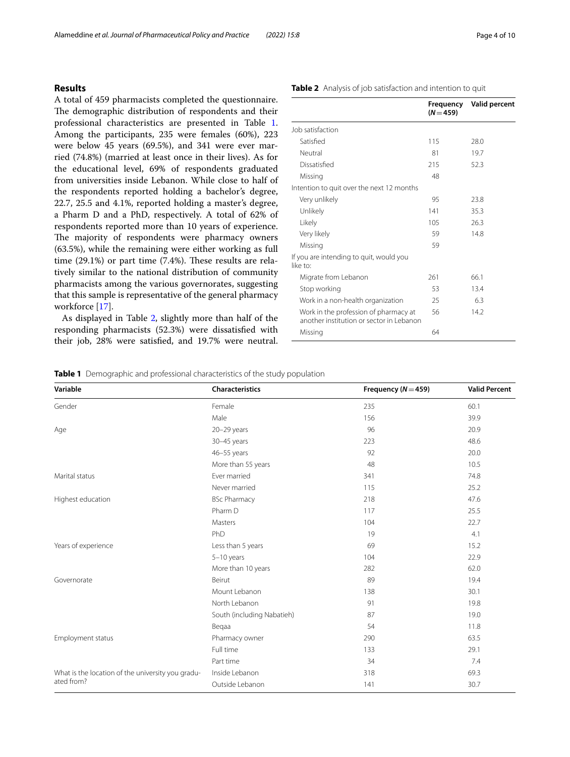## Results

A total of 459 pharmacists completed the questionnaire. The demographic distribution of respondents and their professional characteristics are presented in Table 1. Among the participants, 235 were females (60%), 223 were below 45 years (69.5%), and 341 were ever married (74.8%) (married at least once in their lives). As for the educational level, 69% of respondents graduated from universities inside Lebanon. While close to half of the respondents reported holding a bachelor's degree, 22.7, 25.5 and 4.1%, reported holding a master's degree, a Pharm D and a PhD, respectively. A total of 62% of respondents reported more than 10 years of experience. The majority of respondents were pharmacy owners (63.5%), while the remaining were either working as full time (29.1%) or part time (7.4%). These results are relatively similar to the national distribution of community pharmacists among the various governorates, suggesting that this sample is representative of the general pharmacy workforce [17].

As displayed in Table 2, slightly more than half of the responding pharmacists (52.3%) were dissatisfied with their job, 28% were satisfied, and 19.7% were neutral.

**Table 2** Analysis of job satisfaction and intention to quit

| | Frequency (*N* = 459) | Valid percent |
|---|---|---|
| Job satisfaction | | |
| Satisfied | 115 | 28.0 |
| Neutral | 81 | 19.7 |
| Dissatisfied | 215 | 52.3 |
| Missing | 48 | |
| Intention to quit over the next 12 months | | |
| Very unlikely | 95 | 23.8 |
| Unlikely | 141 | 35.3 |
| Likely | 105 | 26.3 |
| Very likely | 59 | 14.8 |
| Missing | 59 | |
| If you are intending to quit, would you like to: | | |
| Migrate from Lebanon | 261 | 66.1 |
| Stop working | 53 | 13.4 |
| Work in a non-health organization | 25 | 6.3 |
| Work in the profession of pharmacy at another institution or sector in Lebanon | 56 | 14.2 |
| Missing | 64 | |

**Table 1** Demographic and professional characteristics of the study population

| Variable | Characteristics | Frequency (*N* = 459) | Valid Percent |
|---|---|---|---|
| Gender | Female | 235 | 60.1 |
| | Male | 156 | 39.9 |
| Age | 20–29 years | 96 | 20.9 |
| | 30–45 years | 223 | 48.6 |
| | 46–55 years | 92 | 20.0 |
| | More than 55 years | 48 | 10.5 |
| Marital status | Ever married | 341 | 74.8 |
| | Never married | 115 | 25.2 |
| Highest education | BSc Pharmacy | 218 | 47.6 |
| | Pharm D | 117 | 25.5 |
| | Masters | 104 | 22.7 |
| | PhD | 19 | 4.1 |
| Years of experience | Less than 5 years | 69 | 15.2 |
| | 5–10 years | 104 | 22.9 |
| | More than 10 years | 282 | 62.0 |
| Governorate | Beirut | 89 | 19.4 |
| | Mount Lebanon | 138 | 30.1 |
| | North Lebanon | 91 | 19.8 |
| | South (including Nabatieh) | 87 | 19.0 |
| | Beqaa | 54 | 11.8 |
| Employment status | Pharmacy owner | 290 | 63.5 |
| | Full time | 133 | 29.1 |
| | Part time | 34 | 7.4 |
| What is the location of the university you graduated from? | Inside Lebanon | 318 | 69.3 |
| | Outside Lebanon | 141 | 30.7 |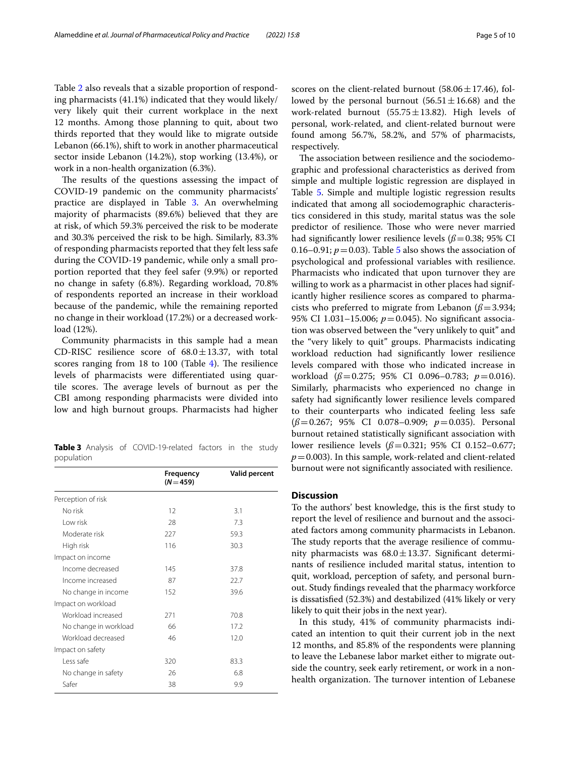Table 2 also reveals that a sizable proportion of responding pharmacists (41.1%) indicated that they would likely/very likely quit their current workplace in the next 12 months. Among those planning to quit, about two thirds reported that they would like to migrate outside Lebanon (66.1%), shift to work in another pharmaceutical sector inside Lebanon (14.2%), stop working (13.4%), or work in a non-health organization (6.3%).

The results of the questions assessing the impact of COVID-19 pandemic on the community pharmacists' practice are displayed in Table 3. An overwhelming majority of pharmacists (89.6%) believed that they are at risk, of which 59.3% perceived the risk to be moderate and 30.3% perceived the risk to be high. Similarly, 83.3% of responding pharmacists reported that they felt less safe during the COVID-19 pandemic, while only a small proportion reported that they feel safer (9.9%) or reported no change in safety (6.8%). Regarding workload, 70.8% of respondents reported an increase in their workload because of the pandemic, while the remaining reported no change in their workload (17.2%) or a decreased workload (12%).

Community pharmacists in this sample had a mean CD-RISC resilience score of $68.0 \pm 13.37$, with total scores ranging from 18 to 100 (Table 4). The resilience levels of pharmacists were differentiated using quartile scores. The average levels of burnout as per the CBI among responding pharmacists were divided into low and high burnout groups. Pharmacists had higher scores on the client-related burnout ($58.06 \pm 17.46$), followed by the personal burnout ($56.51 \pm 16.68$) and the work-related burnout ($55.75 \pm 13.82$). High levels of personal, work-related, and client-related burnout were found among 56.7%, 58.2%, and 57% of pharmacists, respectively.

**Table 3** Analysis of COVID-19-related factors in the study population

| | Frequency ($N = 459$) | Valid percent |
|---|---|---|
| Perception of risk | | |
| No risk | 12 | 3.1 |
| Low risk | 28 | 7.3 |
| Moderate risk | 227 | 59.3 |
| High risk | 116 | 30.3 |
| Impact on income | | |
| Income decreased | 145 | 37.8 |
| Income increased | 87 | 22.7 |
| No change in income | 152 | 39.6 |
| Impact on workload | | |
| Workload increased | 271 | 70.8 |
| No change in workload | 66 | 17.2 |
| Workload decreased | 46 | 12.0 |
| Impact on safety | | |
| Less safe | 320 | 83.3 |
| No change in safety | 26 | 6.8 |
| Safer | 38 | 9.9 |

The association between resilience and the sociodemographic and professional characteristics as derived from simple and multiple logistic regression are displayed in Table 5. Simple and multiple logistic regression results indicated that among all sociodemographic characteristics considered in this study, marital status was the sole predictor of resilience. Those who were never married had significantly lower resilience levels ($\beta = 0.38$; 95% CI 0.16–0.91; $p = 0.03$). Table 5 also shows the association of psychological and professional variables with resilience. Pharmacists who indicated that upon turnover they are willing to work as a pharmacist in other places had significantly higher resilience scores as compared to pharmacists who preferred to migrate from Lebanon ($\beta = 3.934$; 95% CI 1.031–15.006; $p = 0.045$). No significant association was observed between the "very unlikely to quit" and the "very likely to quit" groups. Pharmacists indicating workload reduction had significantly lower resilience levels compared with those who indicated increase in workload ($\beta = 0.275$; 95% CI 0.096–0.783; $p = 0.016$). Similarly, pharmacists who experienced no change in safety had significantly lower resilience levels compared to their counterparts who indicated feeling less safe ($\beta = 0.267$; 95% CI 0.078–0.909; $p = 0.035$). Personal burnout retained statistically significant association with lower resilience levels ($\beta = 0.321$; 95% CI 0.152–0.677; $p = 0.003$). In this sample, work-related and client-related burnout were not significantly associated with resilience.

## Discussion

To the authors' best knowledge, this is the first study to report the level of resilience and burnout and the associated factors among community pharmacists in Lebanon. The study reports that the average resilience of community pharmacists was $68.0 \pm 13.37$. Significant determinants of resilience included marital status, intention to quit, workload, perception of safety, and personal burnout. Study findings revealed that the pharmacy workforce is dissatisfied (52.3%) and destabilized (41% likely or very likely to quit their jobs in the next year).

In this study, 41% of community pharmacists indicated an intention to quit their current job in the next 12 months, and 85.8% of the respondents were planning to leave the Lebanese labor market either to migrate outside the country, seek early retirement, or work in a non-health organization. The turnover intention of Lebanese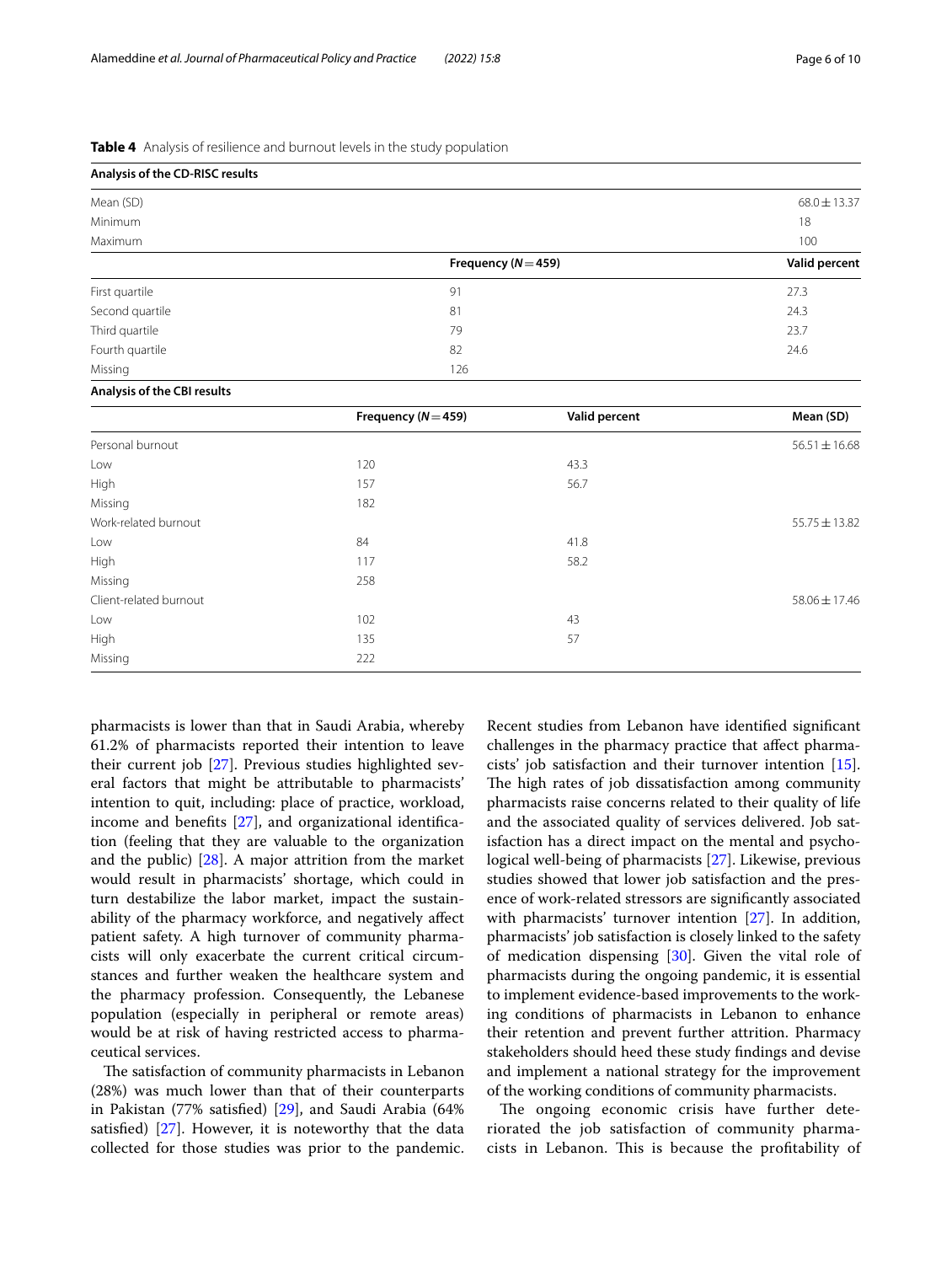**Table 4** Analysis of resilience and burnout levels in the study population

| **Analysis of the CD-RISC results** | | | |
|---|---|---|---|
| Mean (SD) | | | 68.0 ± 13.37 |
| Minimum | | | 18 |
| Maximum | | | 100 |
| | **Frequency (N = 459)** | | **Valid percent** |
| First quartile | 91 | | 27.3 |
| Second quartile | 81 | | 24.3 |
| Third quartile | 79 | | 23.7 |
| Fourth quartile | 82 | | 24.6 |
| Missing | 126 | | |
| **Analysis of the CBI results** | | | |
| | **Frequency (N = 459)** | **Valid percent** | **Mean (SD)** |
| Personal burnout | | | 56.51 ± 16.68 |
| Low | 120 | 43.3 | |
| High | 157 | 56.7 | |
| Missing | 182 | | |
| Work-related burnout | | | 55.75 ± 13.82 |
| Low | 84 | 41.8 | |
| High | 117 | 58.2 | |
| Missing | 258 | | |
| Client-related burnout | | | 58.06 ± 17.46 |
| Low | 102 | 43 | |
| High | 135 | 57 | |
| Missing | 222 | | |

pharmacists is lower than that in Saudi Arabia, whereby 61.2% of pharmacists reported their intention to leave their current job [27]. Previous studies highlighted several factors that might be attributable to pharmacists' intention to quit, including: place of practice, workload, income and benefits [27], and organizational identification (feeling that they are valuable to the organization and the public) [28]. A major attrition from the market would result in pharmacists' shortage, which could in turn destabilize the labor market, impact the sustainability of the pharmacy workforce, and negatively affect patient safety. A high turnover of community pharmacists will only exacerbate the current critical circumstances and further weaken the healthcare system and the pharmacy profession. Consequently, the Lebanese population (especially in peripheral or remote areas) would be at risk of having restricted access to pharmaceutical services.

The satisfaction of community pharmacists in Lebanon (28%) was much lower than that of their counterparts in Pakistan (77% satisfied) [29], and Saudi Arabia (64% satisfied) [27]. However, it is noteworthy that the data collected for those studies was prior to the pandemic. Recent studies from Lebanon have identified significant challenges in the pharmacy practice that affect pharmacists' job satisfaction and their turnover intention [15]. The high rates of job dissatisfaction among community pharmacists raise concerns related to their quality of life and the associated quality of services delivered. Job satisfaction has a direct impact on the mental and psychological well-being of pharmacists [27]. Likewise, previous studies showed that lower job satisfaction and the presence of work-related stressors are significantly associated with pharmacists' turnover intention [27]. In addition, pharmacists' job satisfaction is closely linked to the safety of medication dispensing [30]. Given the vital role of pharmacists during the ongoing pandemic, it is essential to implement evidence-based improvements to the working conditions of pharmacists in Lebanon to enhance their retention and prevent further attrition. Pharmacy stakeholders should heed these study findings and devise and implement a national strategy for the improvement of the working conditions of community pharmacists.

The ongoing economic crisis have further deteriorated the job satisfaction of community pharmacists in Lebanon. This is because the profitability of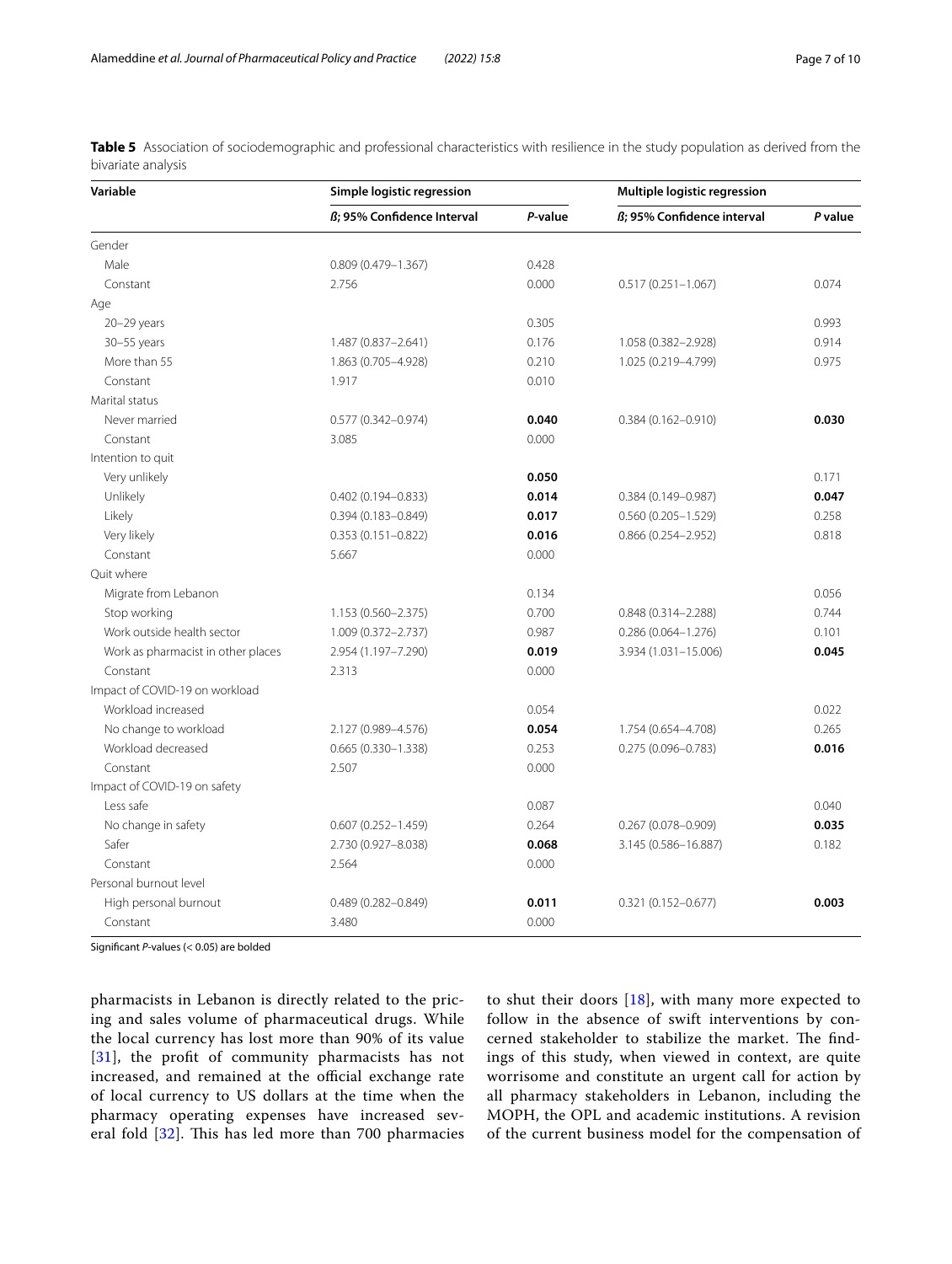**Table 5** Association of sociodemographic and professional characteristics with resilience in the study population as derived from the bivariate analysis

| Variable | Simple logistic regression | | Multiple logistic regression | |
|---|---|---|---|---|
| | *ß*; 95% Confidence Interval | *P*-value | *ß*; 95% Confidence interval | *P* value |
| Gender | | | | |
| Male | 0.809 (0.479–1.367) | 0.428 | | |
| Constant | 2.756 | 0.000 | 0.517 (0.251–1.067) | 0.074 |
| Age | | | | |
| 20–29 years | | 0.305 | | 0.993 |
| 30–55 years | 1.487 (0.837–2.641) | 0.176 | 1.058 (0.382–2.928) | 0.914 |
| More than 55 | 1.863 (0.705–4.928) | 0.210 | 1.025 (0.219–4.799) | 0.975 |
| Constant | 1.917 | 0.010 | | |
| Marital status | | | | |
| Never married | 0.577 (0.342–0.974) | **0.040** | 0.384 (0.162–0.910) | **0.030** |
| Constant | 3.085 | 0.000 | | |
| Intention to quit | | | | |
| Very unlikely | | **0.050** | | 0.171 |
| Unlikely | 0.402 (0.194–0.833) | **0.014** | 0.384 (0.149–0.987) | **0.047** |
| Likely | 0.394 (0.183–0.849) | **0.017** | 0.560 (0.205–1.529) | 0.258 |
| Very likely | 0.353 (0.151–0.822) | **0.016** | 0.866 (0.254–2.952) | 0.818 |
| Constant | 5.667 | 0.000 | | |
| Quit where | | | | |
| Migrate from Lebanon | | 0.134 | | 0.056 |
| Stop working | 1.153 (0.560–2.375) | 0.700 | 0.848 (0.314–2.288) | 0.744 |
| Work outside health sector | 1.009 (0.372–2.737) | 0.987 | 0.286 (0.064–1.276) | 0.101 |
| Work as pharmacist in other places | 2.954 (1.197–7.290) | **0.019** | 3.934 (1.031–15.006) | **0.045** |
| Constant | 2.313 | 0.000 | | |
| Impact of COVID-19 on workload | | | | |
| Workload increased | | 0.054 | | 0.022 |
| No change to workload | 2.127 (0.989–4.576) | **0.054** | 1.754 (0.654–4.708) | 0.265 |
| Workload decreased | 0.665 (0.330–1.338) | 0.253 | 0.275 (0.096–0.783) | **0.016** |
| Constant | 2.507 | 0.000 | | |
| Impact of COVID-19 on safety | | | | |
| Less safe | | 0.087 | | 0.040 |
| No change in safety | 0.607 (0.252–1.459) | 0.264 | 0.267 (0.078–0.909) | **0.035** |
| Safer | 2.730 (0.927–8.038) | **0.068** | 3.145 (0.586–16.887) | 0.182 |
| Constant | 2.564 | 0.000 | | |
| Personal burnout level | | | | |
| High personal burnout | 0.489 (0.282–0.849) | **0.011** | 0.321 (0.152–0.677) | **0.003** |
| Constant | 3.480 | 0.000 | | |

Significant *P*-values (< 0.05) are bolded

pharmacists in Lebanon is directly related to the pricing and sales volume of pharmaceutical drugs. While the local currency has lost more than 90% of its value [31], the profit of community pharmacists has not increased, and remained at the official exchange rate of local currency to US dollars at the time when the pharmacy operating expenses have increased several fold [32]. This has led more than 700 pharmacies to shut their doors [18], with many more expected to follow in the absence of swift interventions by concerned stakeholder to stabilize the market. The findings of this study, when viewed in context, are quite worrisome and constitute an urgent call for action by all pharmacy stakeholders in Lebanon, including the MOPH, the OPL and academic institutions. A revision of the current business model for the compensation of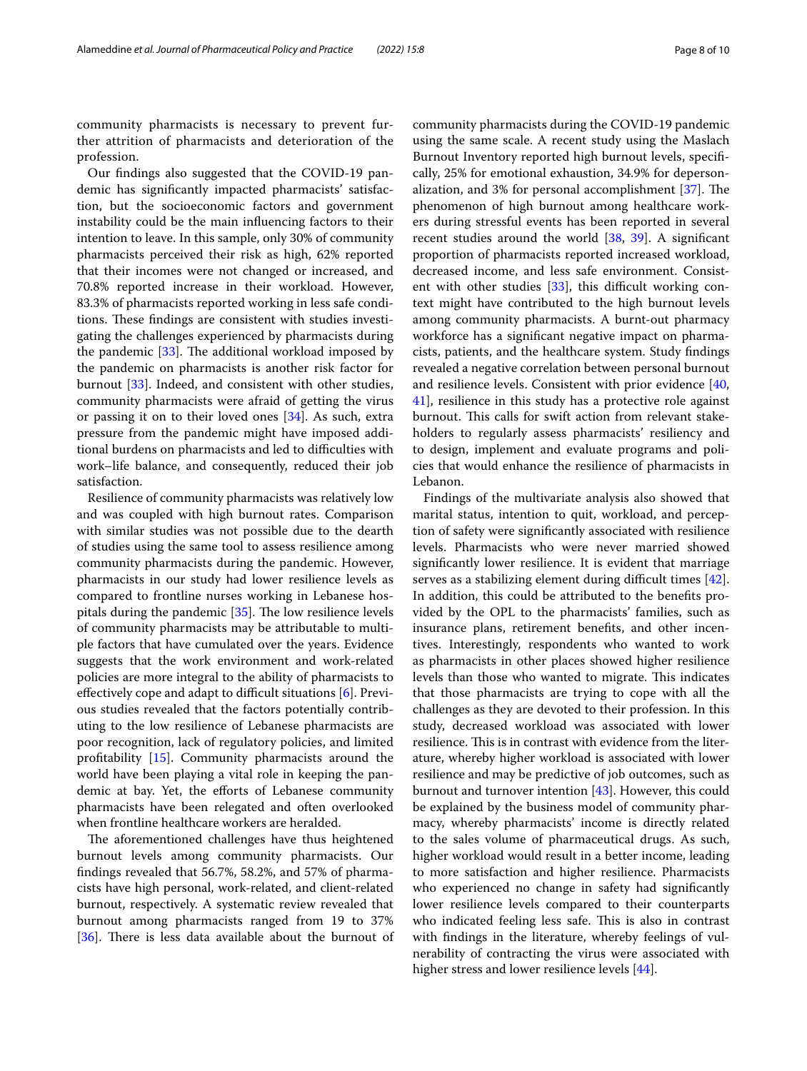community pharmacists is necessary to prevent further attrition of pharmacists and deterioration of the profession.

Our findings also suggested that the COVID-19 pandemic has significantly impacted pharmacists' satisfaction, but the socioeconomic factors and government instability could be the main influencing factors to their intention to leave. In this sample, only 30% of community pharmacists perceived their risk as high, 62% reported that their incomes were not changed or increased, and 70.8% reported increase in their workload. However, 83.3% of pharmacists reported working in less safe conditions. These findings are consistent with studies investigating the challenges experienced by pharmacists during the pandemic [33]. The additional workload imposed by the pandemic on pharmacists is another risk factor for burnout [33]. Indeed, and consistent with other studies, community pharmacists were afraid of getting the virus or passing it on to their loved ones [34]. As such, extra pressure from the pandemic might have imposed additional burdens on pharmacists and led to difficulties with work–life balance, and consequently, reduced their job satisfaction.

Resilience of community pharmacists was relatively low and was coupled with high burnout rates. Comparison with similar studies was not possible due to the dearth of studies using the same tool to assess resilience among community pharmacists during the pandemic. However, pharmacists in our study had lower resilience levels as compared to frontline nurses working in Lebanese hospitals during the pandemic [35]. The low resilience levels of community pharmacists may be attributable to multiple factors that have cumulated over the years. Evidence suggests that the work environment and work-related policies are more integral to the ability of pharmacists to effectively cope and adapt to difficult situations [6]. Previous studies revealed that the factors potentially contributing to the low resilience of Lebanese pharmacists are poor recognition, lack of regulatory policies, and limited profitability [15]. Community pharmacists around the world have been playing a vital role in keeping the pandemic at bay. Yet, the efforts of Lebanese community pharmacists have been relegated and often overlooked when frontline healthcare workers are heralded.

The aforementioned challenges have thus heightened burnout levels among community pharmacists. Our findings revealed that 56.7%, 58.2%, and 57% of pharmacists have high personal, work-related, and client-related burnout, respectively. A systematic review revealed that burnout among pharmacists ranged from 19 to 37% [36]. There is less data available about the burnout of community pharmacists during the COVID-19 pandemic using the same scale. A recent study using the Maslach Burnout Inventory reported high burnout levels, specifically, 25% for emotional exhaustion, 34.9% for depersonalization, and 3% for personal accomplishment [37]. The phenomenon of high burnout among healthcare workers during stressful events has been reported in several recent studies around the world [38, 39]. A significant proportion of pharmacists reported increased workload, decreased income, and less safe environment. Consistent with other studies [33], this difficult working context might have contributed to the high burnout levels among community pharmacists. A burnt-out pharmacy workforce has a significant negative impact on pharmacists, patients, and the healthcare system. Study findings revealed a negative correlation between personal burnout and resilience levels. Consistent with prior evidence [40, 41], resilience in this study has a protective role against burnout. This calls for swift action from relevant stakeholders to regularly assess pharmacists' resiliency and to design, implement and evaluate programs and policies that would enhance the resilience of pharmacists in Lebanon.

Findings of the multivariate analysis also showed that marital status, intention to quit, workload, and perception of safety were significantly associated with resilience levels. Pharmacists who were never married showed significantly lower resilience. It is evident that marriage serves as a stabilizing element during difficult times [42]. In addition, this could be attributed to the benefits provided by the OPL to the pharmacists' families, such as insurance plans, retirement benefits, and other incentives. Interestingly, respondents who wanted to work as pharmacists in other places showed higher resilience levels than those who wanted to migrate. This indicates that those pharmacists are trying to cope with all the challenges as they are devoted to their profession. In this study, decreased workload was associated with lower resilience. This is in contrast with evidence from the literature, whereby higher workload is associated with lower resilience and may be predictive of job outcomes, such as burnout and turnover intention [43]. However, this could be explained by the business model of community pharmacy, whereby pharmacists' income is directly related to the sales volume of pharmaceutical drugs. As such, higher workload would result in a better income, leading to more satisfaction and higher resilience. Pharmacists who experienced no change in safety had significantly lower resilience levels compared to their counterparts who indicated feeling less safe. This is also in contrast with findings in the literature, whereby feelings of vulnerability of contracting the virus were associated with higher stress and lower resilience levels [44].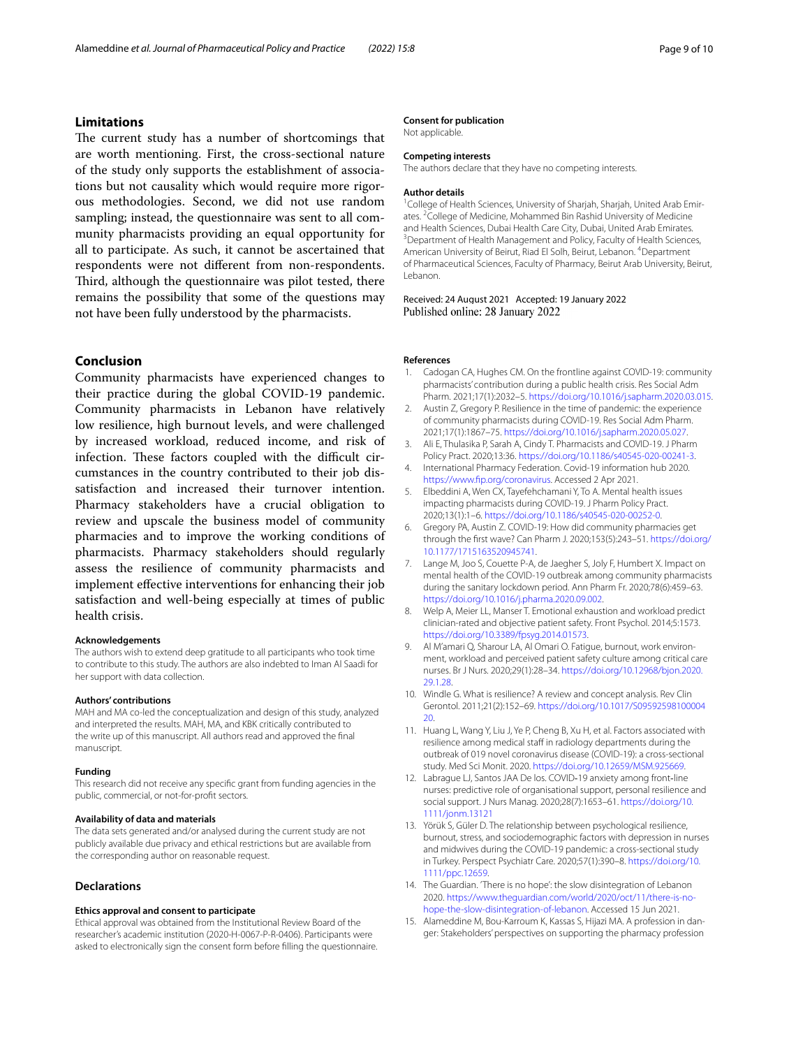## Limitations

The current study has a number of shortcomings that are worth mentioning. First, the cross-sectional nature of the study only supports the establishment of associations but not causality which would require more rigorous methodologies. Second, we did not use random sampling; instead, the questionnaire was sent to all community pharmacists providing an equal opportunity for all to participate. As such, it cannot be ascertained that respondents were not different from non-respondents. Third, although the questionnaire was pilot tested, there remains the possibility that some of the questions may not have been fully understood by the pharmacists.

## Conclusion

Community pharmacists have experienced changes to their practice during the global COVID-19 pandemic. Community pharmacists in Lebanon have relatively low resilience, high burnout levels, and were challenged by increased workload, reduced income, and risk of infection. These factors coupled with the difficult circumstances in the country contributed to their job dissatisfaction and increased their turnover intention. Pharmacy stakeholders have a crucial obligation to review and upscale the business model of community pharmacies and to improve the working conditions of pharmacists. Pharmacy stakeholders should regularly assess the resilience of community pharmacists and implement effective interventions for enhancing their job satisfaction and well-being especially at times of public health crisis.

#### Acknowledgements

The authors wish to extend deep gratitude to all participants who took time to contribute to this study. The authors are also indebted to Iman Al Saadi for her support with data collection.

#### Authors' contributions

MAH and MA co-led the conceptualization and design of this study, analyzed and interpreted the results. MAH, MA, and KBK critically contributed to the write up of this manuscript. All authors read and approved the final manuscript.

#### Funding

This research did not receive any specific grant from funding agencies in the public, commercial, or not-for-profit sectors.

#### Availability of data and materials

The data sets generated and/or analysed during the current study are not publicly available due privacy and ethical restrictions but are available from the corresponding author on reasonable request.

## Declarations

#### Ethics approval and consent to participate

Ethical approval was obtained from the Institutional Review Board of the researcher's academic institution (2020-H-0067-P-R-0406). Participants were asked to electronically sign the consent form before filling the questionnaire.

#### Consent for publication

Not applicable.

#### Competing interests

The authors declare that they have no competing interests.

#### Author details

[1] College of Health Sciences, University of Sharjah, Sharjah, United Arab Emirates. [2] College of Medicine, Mohammed Bin Rashid University of Medicine and Health Sciences, Dubai Health Care City, Dubai, United Arab Emirates. [3] Department of Health Management and Policy, Faculty of Health Sciences, American University of Beirut, Riad El Solh, Beirut, Lebanon. [4] Department of Pharmaceutical Sciences, Faculty of Pharmacy, Beirut Arab University, Beirut, Lebanon.

Received: 24 August 2021 Accepted: 19 January 2022
Published online: 28 January 2022

#### References

1. Cadogan CA, Hughes CM. On the frontline against COVID-19: community pharmacists' contribution during a public health crisis. Res Social Adm Pharm. 2021;17(1):2032–5. https://doi.org/10.1016/j.sapharm.2020.03.015.
2. Austin Z, Gregory P. Resilience in the time of pandemic: the experience of community pharmacists during COVID-19. Res Social Adm Pharm. 2021;17(1):1867–75. https://doi.org/10.1016/j.sapharm.2020.05.027.
3. Ali E, Thulasika P, Sarah A, Cindy T. Pharmacists and COVID-19. J Pharm Policy Pract. 2020;13:36. https://doi.org/10.1186/s40545-020-00241-3.
4. International Pharmacy Federation. Covid-19 information hub 2020. https://www.fip.org/coronavirus. Accessed 2 Apr 2021.
5. Elbeddini A, Wen CX, Tayefehchamani Y, To A. Mental health issues impacting pharmacists during COVID-19. J Pharm Policy Pract. 2020;13(1):1–6. https://doi.org/10.1186/s40545-020-00252-0.
6. Gregory PA, Austin Z. COVID-19: How did community pharmacies get through the first wave? Can Pharm J. 2020;153(5):243–51. https://doi.org/10.1177/1715163520945741.
7. Lange M, Joo S, Couette P-A, de Jaegher S, Joly F, Humbert X. Impact on mental health of the COVID-19 outbreak among community pharmacists during the sanitary lockdown period. Ann Pharm Fr. 2020;78(6):459–63. https://doi.org/10.1016/j.pharma.2020.09.002.
8. Welp A, Meier LL, Manser T. Emotional exhaustion and workload predict clinician-rated and objective patient safety. Front Psychol. 2014;5:1573. https://doi.org/10.3389/fpsyg.2014.01573.
9. Al M'amari Q, Sharour LA, Al Omari O. Fatigue, burnout, work environment, workload and perceived patient safety culture among critical care nurses. Br J Nurs. 2020;29(1):28–34. https://doi.org/10.12968/bjon.2020.29.1.28.
10. Windle G. What is resilience? A review and concept analysis. Rev Clin Gerontol. 2011;21(2):152–69. https://doi.org/10.1017/S0959259810000420.
11. Huang L, Wang Y, Liu J, Ye P, Cheng B, Xu H, et al. Factors associated with resilience among medical staff in radiology departments during the outbreak of 019 novel coronavirus disease (COVID-19): a cross-sectional study. Med Sci Monit. 2020. https://doi.org/10.12659/MSM.925669.
12. Labrague LJ, Santos JAA De los. COVID-19 anxiety among front-line nurses: predictive role of organisational support, personal resilience and social support. J Nurs Manag. 2020;28(7):1653–61. https://doi.org/10.1111/jonm.13121
13. Yörük S, Güler D. The relationship between psychological resilience, burnout, stress, and sociodemographic factors with depression in nurses and midwives during the COVID-19 pandemic: a cross-sectional study in Turkey. Perspect Psychiatr Care. 2020;57(1):390–8. https://doi.org/10.1111/ppc.12659.
14. The Guardian. 'There is no hope': the slow disintegration of Lebanon 2020. https://www.theguardian.com/world/2020/oct/11/there-is-no-hope-the-slow-disintegration-of-lebanon. Accessed 15 Jun 2021.
15. Alameddine M, Bou-Karroum K, Kassas S, Hijazi MA. A profession in danger: Stakeholders' perspectives on supporting the pharmacy profession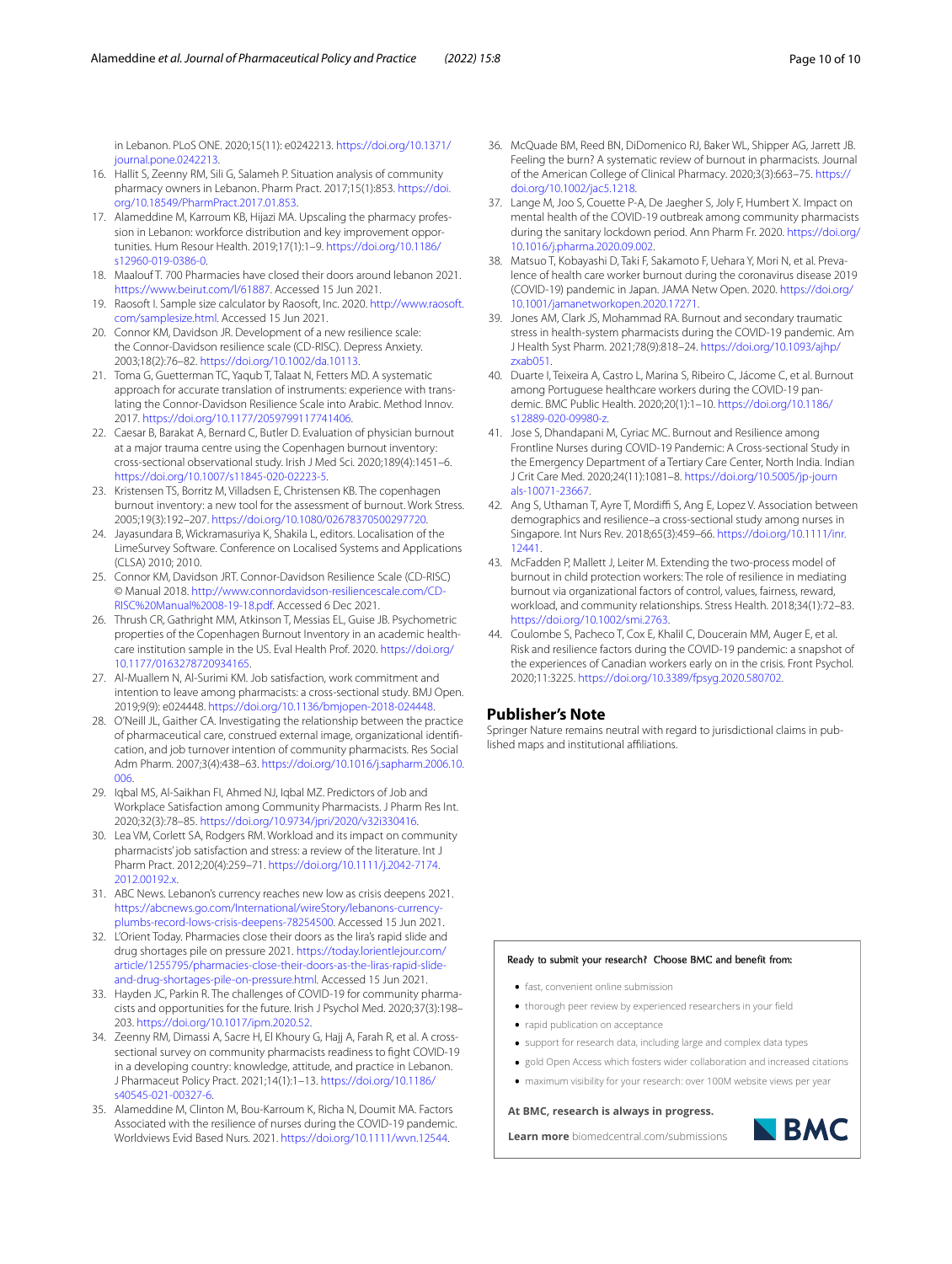in Lebanon. PLoS ONE. 2020;15(11): e0242213. https://doi.org/10.1371/journal.pone.0242213.

16. Hallit S, Zeenny RM, Sili G, Salameh P. Situation analysis of community pharmacy owners in Lebanon. Pharm Pract. 2017;15(1):853. https://doi.org/10.18549/PharmPract.2017.01.853.
17. Alameddine M, Karroum KB, Hijazi MA. Upscaling the pharmacy profession in Lebanon: workforce distribution and key improvement opportunities. Hum Resour Health. 2019;17(1):1–9. https://doi.org/10.1186/s12960-019-0386-0.
18. Maalouf T. 700 Pharmacies have closed their doors around lebanon 2021. https://www.beirut.com/l/61887. Accessed 15 Jun 2021.
19. Raosoft I. Sample size calculator by Raosoft, Inc. 2020. http://www.raosoft.com/samplesize.html. Accessed 15 Jun 2021.
20. Connor KM, Davidson JR. Development of a new resilience scale: the Connor-Davidson resilience scale (CD-RISC). Depress Anxiety. 2003;18(2):76–82. https://doi.org/10.1002/da.10113.
21. Toma G, Guetterman TC, Yaqub T, Talaat N, Fetters MD. A systematic approach for accurate translation of instruments: experience with translating the Connor-Davidson Resilience Scale into Arabic. Method Innov. 2017. https://doi.org/10.1177/2059799117741406.
22. Caesar B, Barakat A, Bernard C, Butler D. Evaluation of physician burnout at a major trauma centre using the Copenhagen burnout inventory: cross-sectional observational study. Irish J Med Sci. 2020;189(4):1451–6. https://doi.org/10.1007/s11845-020-02223-5.
23. Kristensen TS, Borritz M, Villadsen E, Christensen KB. The copenhagen burnout inventory: a new tool for the assessment of burnout. Work Stress. 2005;19(3):192–207. https://doi.org/10.1080/02678370500297720.
24. Jayasundara B, Wickramasuriya K, Shakila L, editors. Localisation of the LimeSurvey Software. Conference on Localised Systems and Applications (CLSA) 2010; 2010.
25. Connor KM, Davidson JRT. Connor-Davidson Resilience Scale (CD-RISC) © Manual 2018. http://www.connordavidson-resiliencescale.com/CD-RISC%20Manual%2008-19-18.pdf. Accessed 6 Dec 2021.
26. Thrush CR, Gathright MM, Atkinson T, Messias EL, Guise JB. Psychometric properties of the Copenhagen Burnout Inventory in an academic healthcare institution sample in the US. Eval Health Prof. 2020. https://doi.org/10.1177/0163278720934165.
27. Al-Muallem N, Al-Surimi KM. Job satisfaction, work commitment and intention to leave among pharmacists: a cross-sectional study. BMJ Open. 2019;9(9): e024448. https://doi.org/10.1136/bmjopen-2018-024448.
28. O'Neill JL, Gaither CA. Investigating the relationship between the practice of pharmaceutical care, construed external image, organizational identification, and job turnover intention of community pharmacists. Res Social Adm Pharm. 2007;3(4):438–63. https://doi.org/10.1016/j.sapharm.2006.10.006.
29. Iqbal MS, Al-Saikhan FI, Ahmed NJ, Iqbal MZ. Predictors of Job and Workplace Satisfaction among Community Pharmacists. J Pharm Res Int. 2020;32(3):78–85. https://doi.org/10.9734/jpri/2020/v32i330416.
30. Lea VM, Corlett SA, Rodgers RM. Workload and its impact on community pharmacists' job satisfaction and stress: a review of the literature. Int J Pharm Pract. 2012;20(4):259–71. https://doi.org/10.1111/j.2042-7174.2012.00192.x.
31. ABC News. Lebanon's currency reaches new low as crisis deepens 2021. https://abcnews.go.com/International/wireStory/lebanons-currency-plumbs-record-lows-crisis-deepens-78254500. Accessed 15 Jun 2021.
32. L'Orient Today. Pharmacies close their doors as the lira's rapid slide and drug shortages pile on pressure 2021. https://today.lorientlejour.com/article/1255795/pharmacies-close-their-doors-as-the-liras-rapid-slide-and-drug-shortages-pile-on-pressure.html. Accessed 15 Jun 2021.
33. Hayden JC, Parkin R. The challenges of COVID-19 for community pharmacists and opportunities for the future. Irish J Psychol Med. 2020;37(3):198–203. https://doi.org/10.1017/ipm.2020.52.
34. Zeenny RM, Dimassi A, Sacre H, El Khoury G, Hajj A, Farah R, et al. A cross-sectional survey on community pharmacists readiness to fight COVID-19 in a developing country: knowledge, attitude, and practice in Lebanon. J Pharmaceut Policy Pract. 2021;14(1):1–13. https://doi.org/10.1186/s40545-021-00327-6.
35. Alameddine M, Clinton M, Bou-Karroum K, Richa N, Doumit MA. Factors Associated with the resilience of nurses during the COVID-19 pandemic. Worldviews Evid Based Nurs. 2021. https://doi.org/10.1111/wvn.12544.
36. McQuade BM, Reed BN, DiDomenico RJ, Baker WL, Shipper AG, Jarrett JB. Feeling the burn? A systematic review of burnout in pharmacists. Journal of the American College of Clinical Pharmacy. 2020;3(3):663–75. https://doi.org/10.1002/jac5.1218.
37. Lange M, Joo S, Couette P-A, De Jaegher S, Joly F, Humbert X. Impact on mental health of the COVID-19 outbreak among community pharmacists during the sanitary lockdown period. Ann Pharm Fr. 2020. https://doi.org/10.1016/j.pharma.2020.09.002.
38. Matsuo T, Kobayashi D, Taki F, Sakamoto F, Uehara Y, Mori N, et al. Prevalence of health care worker burnout during the coronavirus disease 2019 (COVID-19) pandemic in Japan. JAMA Netw Open. 2020. https://doi.org/10.1001/jamanetworkopen.2020.17271.
39. Jones AM, Clark JS, Mohammad RA. Burnout and secondary traumatic stress in health-system pharmacists during the COVID-19 pandemic. Am J Health Syst Pharm. 2021;78(9):818–24. https://doi.org/10.1093/ajhp/zxab051.
40. Duarte I, Teixeira A, Castro L, Marina S, Ribeiro C, Jácome C, et al. Burnout among Portuguese healthcare workers during the COVID-19 pandemic. BMC Public Health. 2020;20(1):1–10. https://doi.org/10.1186/s12889-020-09980-z.
41. Jose S, Dhandapani M, Cyriac MC. Burnout and Resilience among Frontline Nurses during COVID-19 Pandemic: A Cross-sectional Study in the Emergency Department of a Tertiary Care Center, North India. Indian J Crit Care Med. 2020;24(11):1081–8. https://doi.org/10.5005/jp-journals-10071-23667.
42. Ang S, Uthaman T, Ayre T, Mordiffi S, Ang E, Lopez V. Association between demographics and resilience–a cross-sectional study among nurses in Singapore. Int Nurs Rev. 2018;65(3):459–66. https://doi.org/10.1111/inr.12441.
43. McFadden P, Mallett J, Leiter M. Extending the two-process model of burnout in child protection workers: The role of resilience in mediating burnout via organizational factors of control, values, fairness, reward, workload, and community relationships. Stress Health. 2018;34(1):72–83. https://doi.org/10.1002/smi.2763.
44. Coulombe S, Pacheco T, Cox E, Khalil C, Doucerain MM, Auger E, et al. Risk and resilience factors during the COVID-19 pandemic: a snapshot of the experiences of Canadian workers early on in the crisis. Front Psychol. 2020;11:3225. https://doi.org/10.3389/fpsyg.2020.580702.

## Publisher's Note

Springer Nature remains neutral with regard to jurisdictional claims in published maps and institutional affiliations.

Ready to submit your research? Choose BMC and benefit from:

- fast, convenient online submission
- thorough peer review by experienced researchers in your field
- rapid publication on acceptance
- support for research data, including large and complex data types
- gold Open Access which fosters wider collaboration and increased citations
- maximum visibility for your research: over 100M website views per year

**At BMC, research is always in progress.**

**Learn more** biomedcentral.com/submissions

BMC